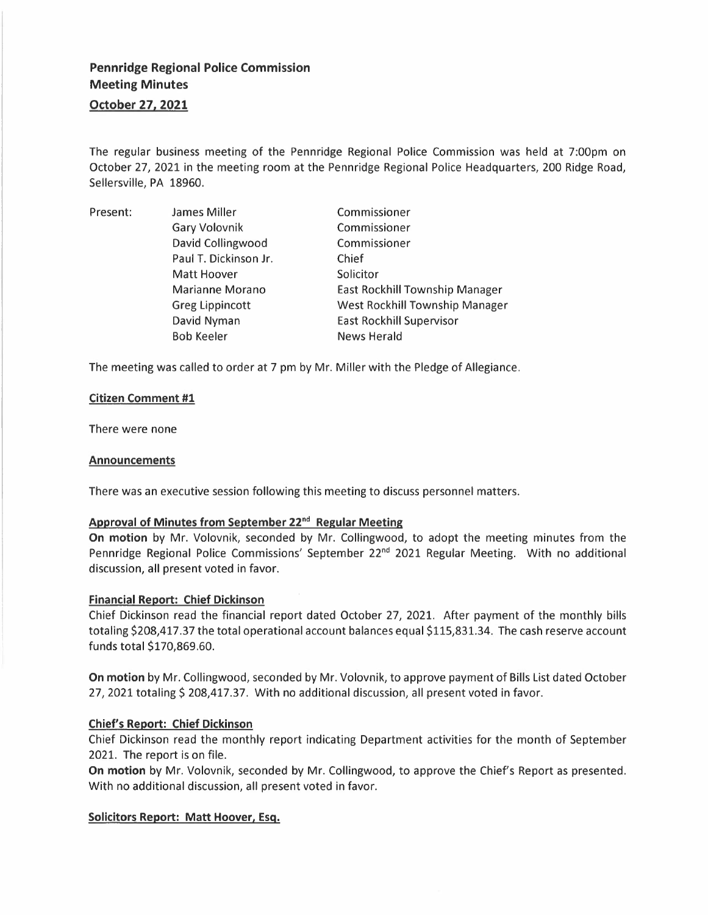# Pennridge Regional Police Commission
## Meeting Minutes
## October 27, 2021

The regular business meeting of the Pennridge Regional Police Commission was held at 7:00pm on October 27, 2021 in the meeting room at the Pennridge Regional Police Headquarters, 200 Ridge Road, Sellersville, PA 18960.

| Present: | James Miller | Commissioner |
|---|---|---|
| | Gary Volovnik | Commissioner |
| | David Collingwood | Commissioner |
| | Paul T. Dickinson Jr. | Chief |
| | Matt Hoover | Solicitor |
| | Marianne Morano | East Rockhill Township Manager |
| | Greg Lippincott | West Rockhill Township Manager |
| | David Nyman | East Rockhill Supervisor |
| | Bob Keeler | News Herald |

The meeting was called to order at 7 pm by Mr. Miller with the Pledge of Allegiance.

### Citizen Comment #1

There were none

### Announcements

There was an executive session following this meeting to discuss personnel matters.

### Approval of Minutes from September 22nd Regular Meeting

**On motion** by Mr. Volovnik, seconded by Mr. Collingwood, to adopt the meeting minutes from the Pennridge Regional Police Commissions' September 22nd 2021 Regular Meeting. With no additional discussion, all present voted in favor.

### Financial Report: Chief Dickinson

Chief Dickinson read the financial report dated October 27, 2021. After payment of the monthly bills totaling $208,417.37 the total operational account balances equal $115,831.34. The cash reserve account funds total $170,869.60.

**On motion** by Mr. Collingwood, seconded by Mr. Volovnik, to approve payment of Bills List dated October 27, 2021 totaling $ 208,417.37. With no additional discussion, all present voted in favor.

### Chief's Report: Chief Dickinson

Chief Dickinson read the monthly report indicating Department activities for the month of September 2021. The report is on file.

**On motion** by Mr. Volovnik, seconded by Mr. Collingwood, to approve the Chief's Report as presented. With no additional discussion, all present voted in favor.

### Solicitors Report: Matt Hoover, Esq.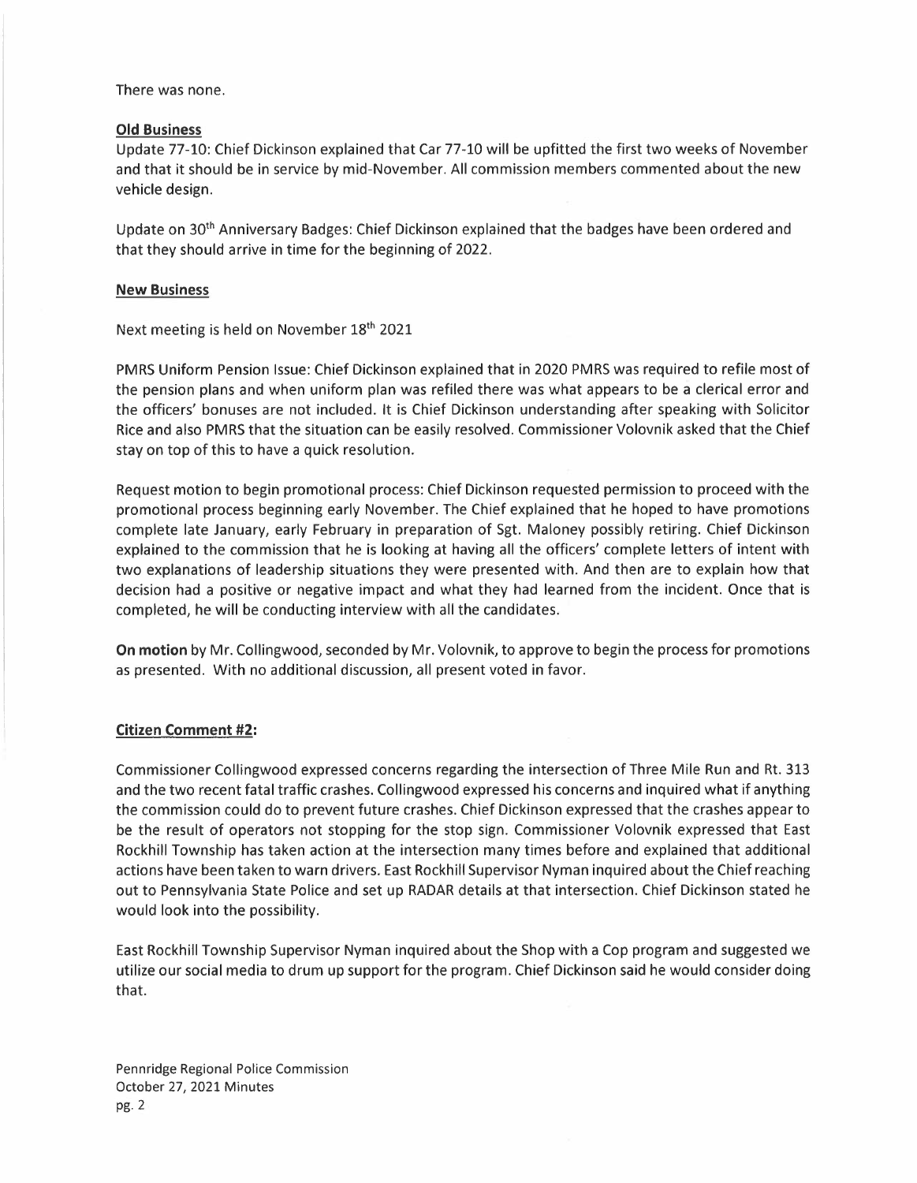There was none.

**Old Business**

Update 77-10: Chief Dickinson explained that Car 77-10 will be upfitted the first two weeks of November and that it should be in service by mid-November. All commission members commented about the new vehicle design.

Update on 30th Anniversary Badges: Chief Dickinson explained that the badges have been ordered and that they should arrive in time for the beginning of 2022.

**New Business**

Next meeting is held on November 18th 2021

PMRS Uniform Pension Issue: Chief Dickinson explained that in 2020 PMRS was required to refile most of the pension plans and when uniform plan was refiled there was what appears to be a clerical error and the officers' bonuses are not included. It is Chief Dickinson understanding after speaking with Solicitor Rice and also PMRS that the situation can be easily resolved. Commissioner Volovnik asked that the Chief stay on top of this to have a quick resolution.

Request motion to begin promotional process: Chief Dickinson requested permission to proceed with the promotional process beginning early November. The Chief explained that he hoped to have promotions complete late January, early February in preparation of Sgt. Maloney possibly retiring. Chief Dickinson explained to the commission that he is looking at having all the officers' complete letters of intent with two explanations of leadership situations they were presented with. And then are to explain how that decision had a positive or negative impact and what they had learned from the incident. Once that is completed, he will be conducting interview with all the candidates.

**On motion** by Mr. Collingwood, seconded by Mr. Volovnik, to approve to begin the process for promotions as presented. With no additional discussion, all present voted in favor.

**Citizen Comment #2:**

Commissioner Collingwood expressed concerns regarding the intersection of Three Mile Run and Rt. 313 and the two recent fatal traffic crashes. Collingwood expressed his concerns and inquired what if anything the commission could do to prevent future crashes. Chief Dickinson expressed that the crashes appear to be the result of operators not stopping for the stop sign. Commissioner Volovnik expressed that East Rockhill Township has taken action at the intersection many times before and explained that additional actions have been taken to warn drivers. East Rockhill Supervisor Nyman inquired about the Chief reaching out to Pennsylvania State Police and set up RADAR details at that intersection. Chief Dickinson stated he would look into the possibility.

East Rockhill Township Supervisor Nyman inquired about the Shop with a Cop program and suggested we utilize our social media to drum up support for the program. Chief Dickinson said he would consider doing that.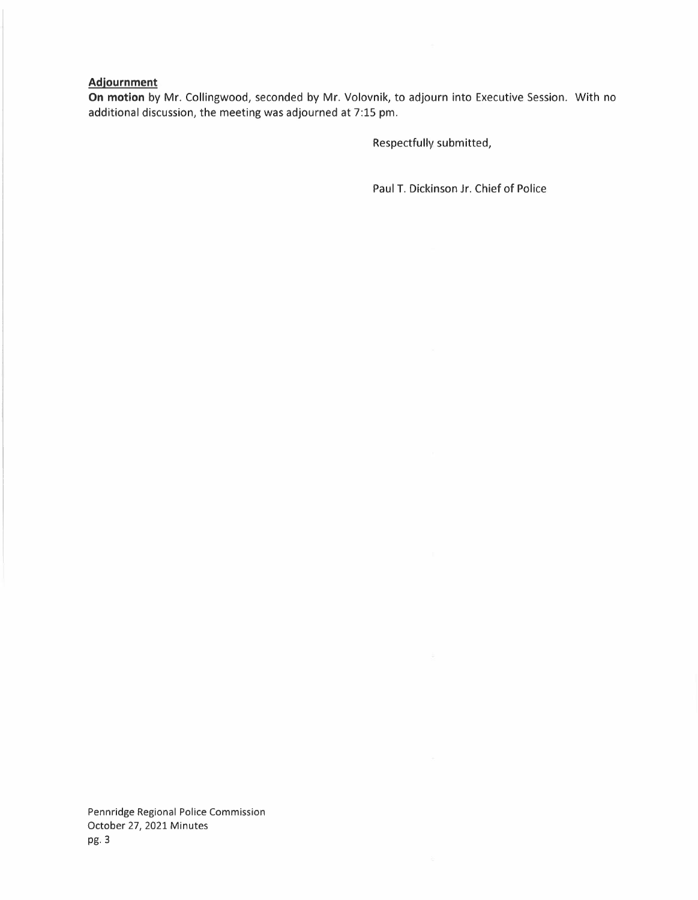**Adjournment**

**On motion** by Mr. Collingwood, seconded by Mr. Volovnik, to adjourn into Executive Session. With no additional discussion, the meeting was adjourned at 7:15 pm.

Respectfully submitted,

Paul T. Dickinson Jr. Chief of Police